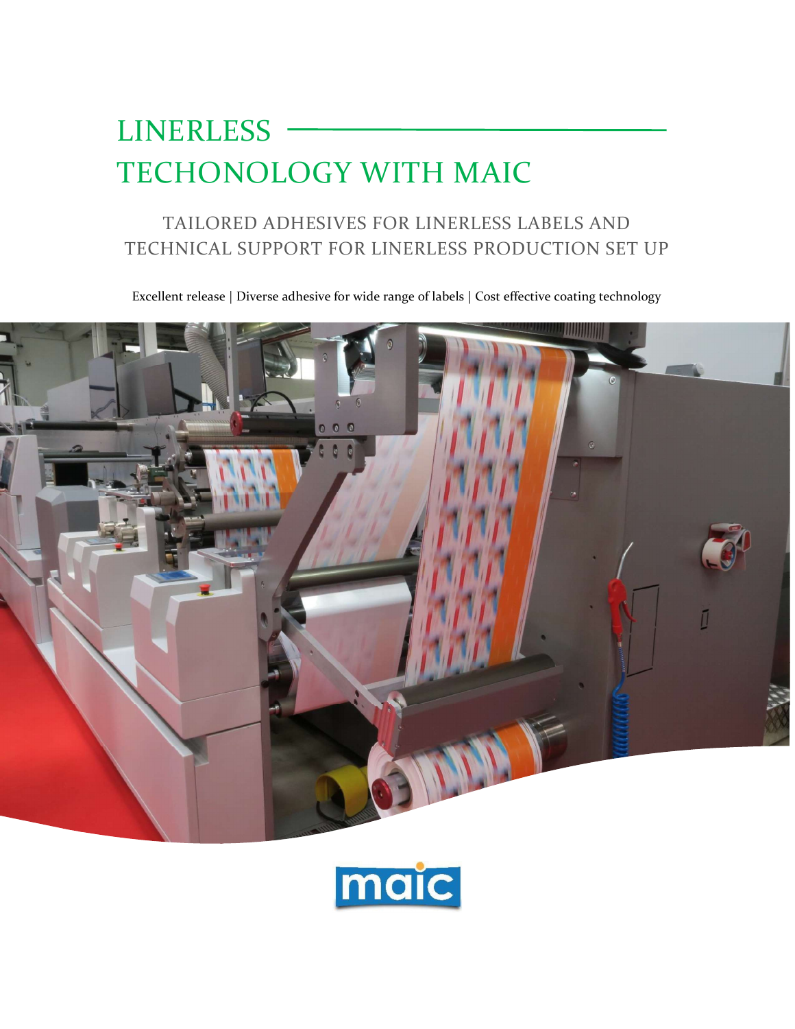# LINERLESS TECHONOLOGY WITH MAIC

## TAILORED ADHESIVES FOR LINERLESS LABELS AND TECHNICAL SUPPORT FOR LINERLESS PRODUCTION SET UP

Excellent release | Diverse adhesive for wide range of labels | Cost effective coating technology

maic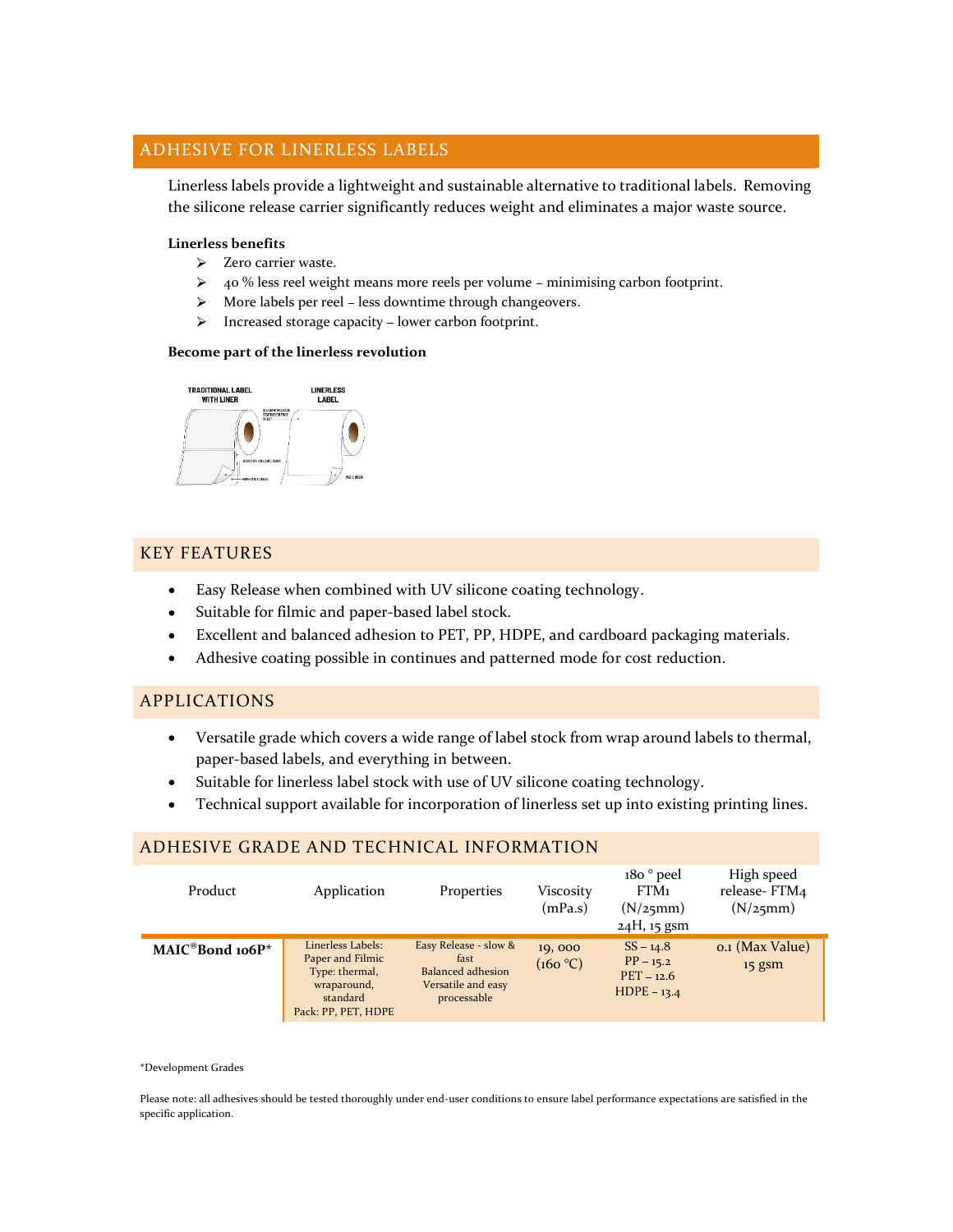## ADHESIVE FOR LINERLESS LABELS

Linerless labels provide a lightweight and sustainable alternative to traditional labels. Removing the silicone release carrier significantly reduces weight and eliminates a major waste source.

**Linerless benefits**

- Zero carrier waste.
- 40 % less reel weight means more reels per volume – minimising carbon footprint.
- More labels per reel – less downtime through changeovers.
- Increased storage capacity – lower carbon footprint.

**Become part of the linerless revolution**

TRADITIONAL LABEL WITH LINER

LINERLESS LABEL

## KEY FEATURES

- Easy Release when combined with UV silicone coating technology.
- Suitable for filmic and paper-based label stock.
- Excellent and balanced adhesion to PET, PP, HDPE, and cardboard packaging materials.
- Adhesive coating possible in continues and patterned mode for cost reduction.

## APPLICATIONS

- Versatile grade which covers a wide range of label stock from wrap around labels to thermal, paper-based labels, and everything in between.
- Suitable for linerless label stock with use of UV silicone coating technology.
- Technical support available for incorporation of linerless set up into existing printing lines.

## ADHESIVE GRADE AND TECHNICAL INFORMATION

| Product | Application | Properties | Viscosity (mPa.s) | 180 ° peel FTM1 (N/25mm) 24H, 15 gsm | High speed release- FTM4 (N/25mm) |
|---|---|---|---|---|---|
| **MAIC®Bond 106P*** | Linerless Labels: Paper and Filmic Type: thermal, wraparound, standard Pack: PP, PET, HDPE | Easy Release - slow & fast Balanced adhesion Versatile and easy processable | 19, 000 (160 °C) | SS – 14.8 PP – 15.2 PET – 12.6 HDPE – 13.4 | 0.1 (Max Value) 15 gsm |

*Development Grades

Please note: all adhesives should be tested thoroughly under end-user conditions to ensure label performance expectations are satisfied in the specific application.